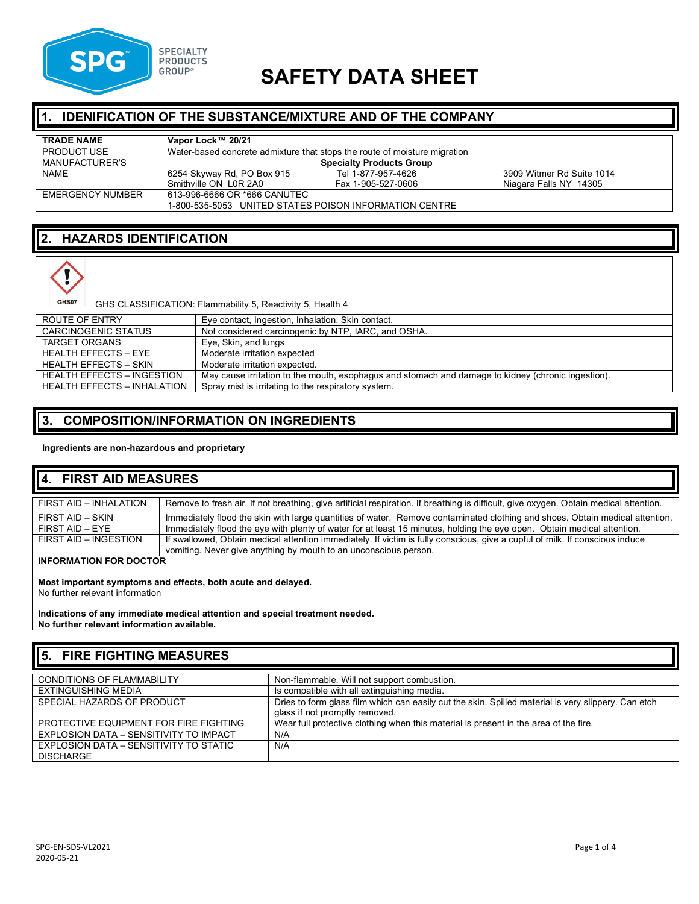# SAFETY DATA SHEET

## 1. IDENIFICATION OF THE SUBSTANCE/MIXTURE AND OF THE COMPANY

| **TRADE NAME** | **Vapor Lock™ 20/21** |
|---|---|
| PRODUCT USE | Water-based concrete admixture that stops the route of moisture migration |
| MANUFACTURER'S NAME | **Specialty Products Group**<br>6254 Skyway Rd, PO Box 915, Smithville ON L0R 2A0<br>Tel 1-877-957-4626, Fax 1-905-527-0606<br>3909 Witmer Rd Suite 1014, Niagara Falls NY 14305 |
| EMERGENCY NUMBER | 613-996-6666 OR *666 CANUTEC<br>1-800-535-5053 UNITED STATES POISON INFORMATION CENTRE |

## 2. HAZARDS IDENTIFICATION

GHS07

GHS CLASSIFICATION: Flammability 5, Reactivity 5, Health 4

| ROUTE OF ENTRY | Eye contact, Ingestion, Inhalation, Skin contact. |
|---|---|
| CARCINOGENIC STATUS | Not considered carcinogenic by NTP, IARC, and OSHA. |
| TARGET ORGANS | Eye, Skin, and lungs |
| HEALTH EFFECTS – EYE | Moderate irritation expected |
| HEALTH EFFECTS – SKIN | Moderate irritation expected. |
| HEALTH EFFECTS – INGESTION | May cause irritation to the mouth, esophagus and stomach and damage to kidney (chronic ingestion). |
| HEALTH EFFECTS – INHALATION | Spray mist is irritating to the respiratory system. |

## 3. COMPOSITION/INFORMATION ON INGREDIENTS

**Ingredients are non-hazardous and proprietary**

## 4. FIRST AID MEASURES

| FIRST AID – INHALATION | Remove to fresh air. If not breathing, give artificial respiration. If breathing is difficult, give oxygen. Obtain medical attention. |
|---|---|
| FIRST AID – SKIN | Immediately flood the skin with large quantities of water. Remove contaminated clothing and shoes. Obtain medical attention. |
| FIRST AID – EYE | Immediately flood the eye with plenty of water for at least 15 minutes, holding the eye open. Obtain medical attention. |
| FIRST AID – INGESTION | If swallowed, Obtain medical attention immediately. If victim is fully conscious, give a cupful of milk. If conscious induce vomiting. Never give anything by mouth to an unconscious person. |

**INFORMATION FOR DOCTOR**

**Most important symptoms and effects, both acute and delayed.**
No further relevant information

**Indications of any immediate medical attention and special treatment needed.**
**No further relevant information available.**

## 5. FIRE FIGHTING MEASURES

| CONDITIONS OF FLAMMABILITY | Non-flammable. Will not support combustion. |
|---|---|
| EXTINGUISHING MEDIA | Is compatible with all extinguishing media. |
| SPECIAL HAZARDS OF PRODUCT | Dries to form glass film which can easily cut the skin. Spilled material is very slippery. Can etch glass if not promptly removed. |
| PROTECTIVE EQUIPMENT FOR FIRE FIGHTING | Wear full protective clothing when this material is present in the area of the fire. |
| EXPLOSION DATA – SENSITIVITY TO IMPACT | N/A |
| EXPLOSION DATA – SENSITIVITY TO STATIC DISCHARGE | N/A |

SPG-EN-SDS-VL2021
2020-05-21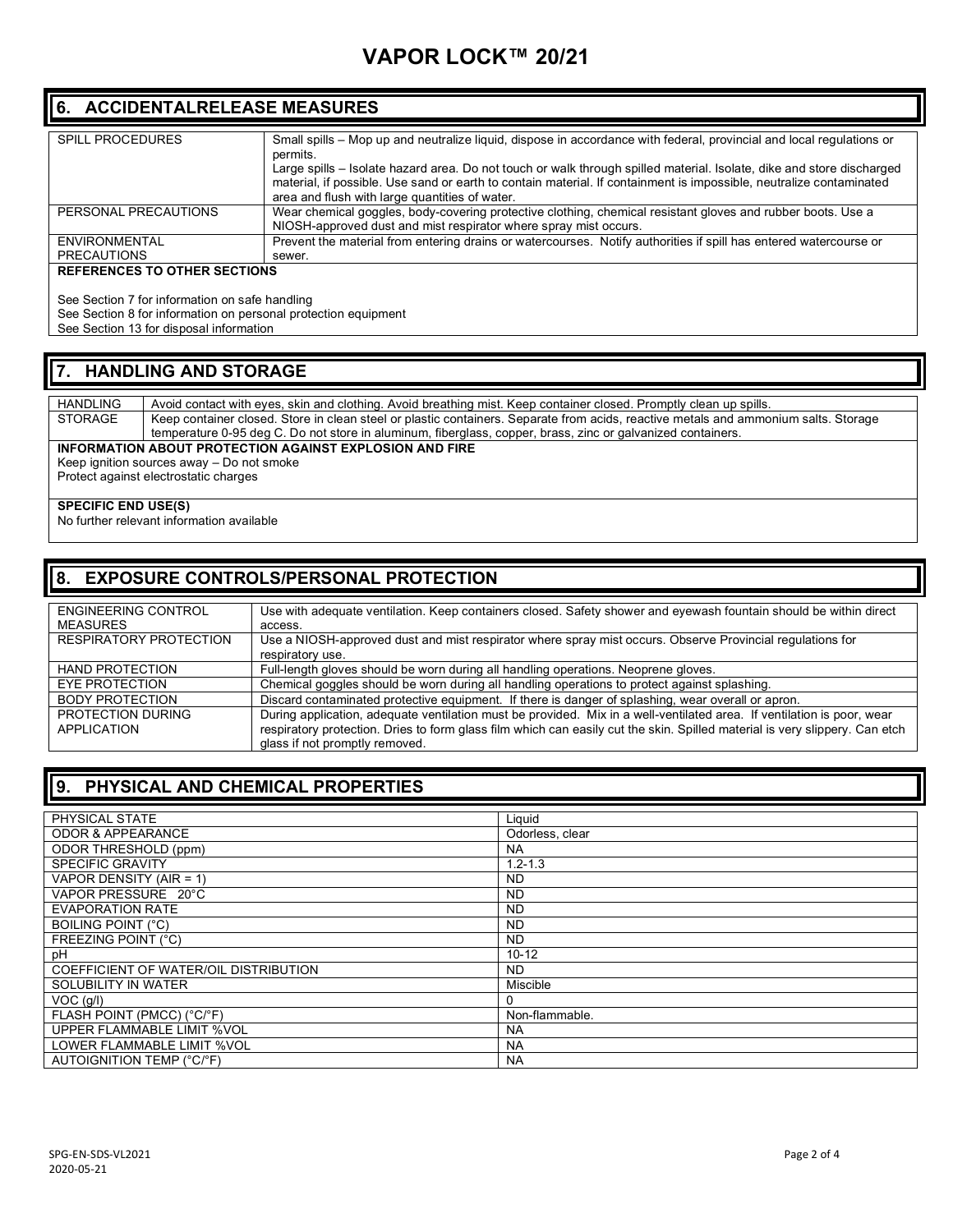## 6. ACCIDENTALRELEASE MEASURES

| | |
|---|---|
| SPILL PROCEDURES | Small spills – Mop up and neutralize liquid, dispose in accordance with federal, provincial and local regulations or permits.<br>Large spills – Isolate hazard area. Do not touch or walk through spilled material. Isolate, dike and store discharged material, if possible. Use sand or earth to contain material. If containment is impossible, neutralize contaminated area and flush with large quantities of water. |
| PERSONAL PRECAUTIONS | Wear chemical goggles, body-covering protective clothing, chemical resistant gloves and rubber boots. Use a NIOSH-approved dust and mist respirator where spray mist occurs. |
| ENVIRONMENTAL PRECAUTIONS | Prevent the material from entering drains or watercourses. Notify authorities if spill has entered watercourse or sewer. |

**REFERENCES TO OTHER SECTIONS**

See Section 7 for information on safe handling
See Section 8 for information on personal protection equipment
See Section 13 for disposal information

## 7. HANDLING AND STORAGE

| | |
|---|---|
| HANDLING | Avoid contact with eyes, skin and clothing. Avoid breathing mist. Keep container closed. Promptly clean up spills. |
| STORAGE | Keep container closed. Store in clean steel or plastic containers. Separate from acids, reactive metals and ammonium salts. Storage temperature 0-95 deg C. Do not store in aluminum, fiberglass, copper, brass, zinc or galvanized containers. |

**INFORMATION ABOUT PROTECTION AGAINST EXPLOSION AND FIRE**

Keep ignition sources away – Do not smoke
Protect against electrostatic charges

**SPECIFIC END USE(S)**

No further relevant information available

## 8. EXPOSURE CONTROLS/PERSONAL PROTECTION

| | |
|---|---|
| ENGINEERING CONTROL MEASURES | Use with adequate ventilation. Keep containers closed. Safety shower and eyewash fountain should be within direct access. |
| RESPIRATORY PROTECTION | Use a NIOSH-approved dust and mist respirator where spray mist occurs. Observe Provincial regulations for respiratory use. |
| HAND PROTECTION | Full-length gloves should be worn during all handling operations. Neoprene gloves. |
| EYE PROTECTION | Chemical goggles should be worn during all handling operations to protect against splashing. |
| BODY PROTECTION | Discard contaminated protective equipment. If there is danger of splashing, wear overall or apron. |
| PROTECTION DURING APPLICATION | During application, adequate ventilation must be provided. Mix in a well-ventilated area. If ventilation is poor, wear respiratory protection. Dries to form glass film which can easily cut the skin. Spilled material is very slippery. Can etch glass if not promptly removed. |

## 9. PHYSICAL AND CHEMICAL PROPERTIES

| | |
|---|---|
| PHYSICAL STATE | Liquid |
| ODOR & APPEARANCE | Odorless, clear |
| ODOR THRESHOLD (ppm) | NA |
| SPECIFIC GRAVITY | 1.2-1.3 |
| VAPOR DENSITY (AIR = 1) | ND |
| VAPOR PRESSURE 20°C | ND |
| EVAPORATION RATE | ND |
| BOILING POINT (°C) | ND |
| FREEZING POINT (°C) | ND |
| pH | 10-12 |
| COEFFICIENT OF WATER/OIL DISTRIBUTION | ND |
| SOLUBILITY IN WATER | Miscible |
| VOC (g/l) | 0 |
| FLASH POINT (PMCC) (°C/°F) | Non-flammable. |
| UPPER FLAMMABLE LIMIT %VOL | NA |
| LOWER FLAMMABLE LIMIT %VOL | NA |
| AUTOIGNITION TEMP (°C/°F) | NA |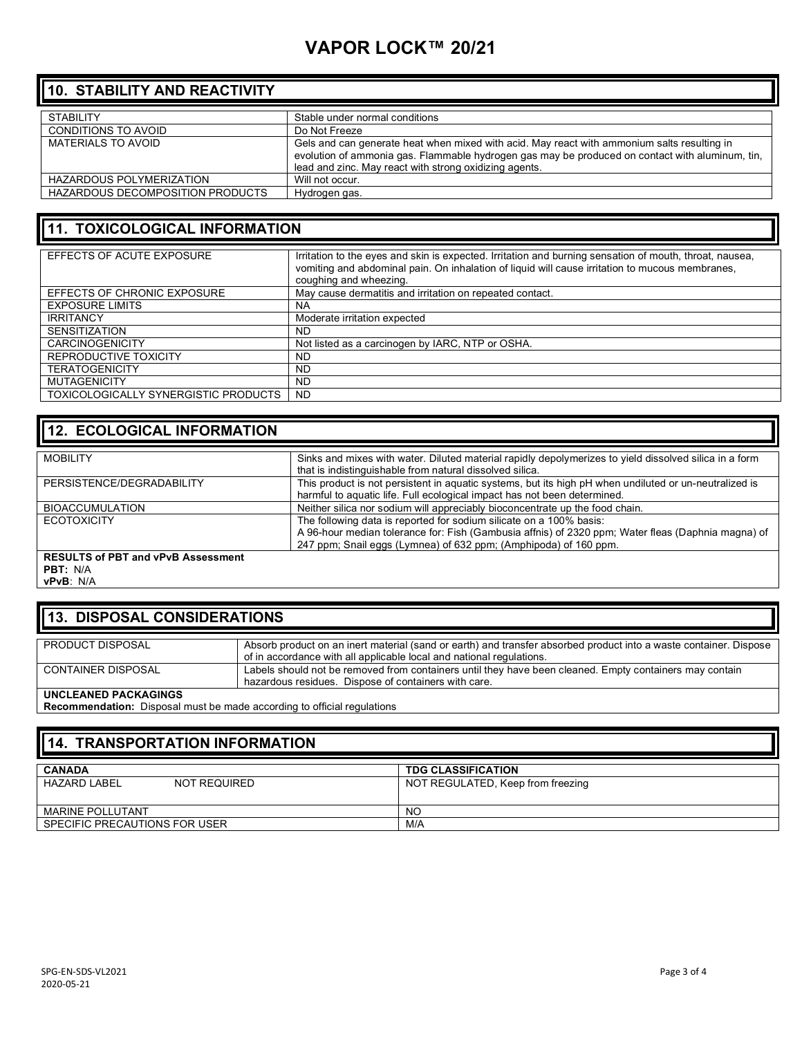# VAPOR LOCK™ 20/21

## 10. STABILITY AND REACTIVITY

| | |
|---|---|
| STABILITY | Stable under normal conditions |
| CONDITIONS TO AVOID | Do Not Freeze |
| MATERIALS TO AVOID | Gels and can generate heat when mixed with acid. May react with ammonium salts resulting in evolution of ammonia gas. Flammable hydrogen gas may be produced on contact with aluminum, tin, lead and zinc. May react with strong oxidizing agents. |
| HAZARDOUS POLYMERIZATION | Will not occur. |
| HAZARDOUS DECOMPOSITION PRODUCTS | Hydrogen gas. |

## 11. TOXICOLOGICAL INFORMATION

| | |
|---|---|
| EFFECTS OF ACUTE EXPOSURE | Irritation to the eyes and skin is expected. Irritation and burning sensation of mouth, throat, nausea, vomiting and abdominal pain. On inhalation of liquid will cause irritation to mucous membranes, coughing and wheezing. |
| EFFECTS OF CHRONIC EXPOSURE | May cause dermatitis and irritation on repeated contact. |
| EXPOSURE LIMITS | NA |
| IRRITANCY | Moderate irritation expected |
| SENSITIZATION | ND |
| CARCINOGENICITY | Not listed as a carcinogen by IARC, NTP or OSHA. |
| REPRODUCTIVE TOXICITY | ND |
| TERATOGENICITY | ND |
| MUTAGENICITY | ND |
| TOXICOLOGICALLY SYNERGISTIC PRODUCTS | ND |

## 12. ECOLOGICAL INFORMATION

| | |
|---|---|
| MOBILITY | Sinks and mixes with water. Diluted material rapidly depolymerizes to yield dissolved silica in a form that is indistinguishable from natural dissolved silica. |
| PERSISTENCE/DEGRADABILITY | This product is not persistent in aquatic systems, but its high pH when undiluted or un-neutralized is harmful to aquatic life. Full ecological impact has not been determined. |
| BIOACCUMULATION | Neither silica nor sodium will appreciably bioconcentrate up the food chain. |
| ECOTOXICITY | The following data is reported for sodium silicate on a 100% basis:<br>A 96-hour median tolerance for: Fish (Gambusia affnis) of 2320 ppm; Water fleas (Daphnia magna) of 247 ppm; Snail eggs (Lymnea) of 632 ppm; (Amphipoda) of 160 ppm. |

**RESULTS of PBT and vPvB Assessment**
**PBT:** N/A
**vPvB**: N/A

## 13. DISPOSAL CONSIDERATIONS

| | |
|---|---|
| PRODUCT DISPOSAL | Absorb product on an inert material (sand or earth) and transfer absorbed product into a waste container. Dispose of in accordance with all applicable local and national regulations. |
| CONTAINER DISPOSAL | Labels should not be removed from containers until they have been cleaned. Empty containers may contain hazardous residues. Dispose of containers with care. |

**UNCLEANED PACKAGINGS**
**Recommendation:** Disposal must be made according to official regulations

## 14. TRANSPORTATION INFORMATION

| **CANADA** | **TDG CLASSIFICATION** |
|---|---|
| HAZARD LABEL NOT REQUIRED | NOT REGULATED, Keep from freezing |
| MARINE POLLUTANT | NO |
| SPECIFIC PRECAUTIONS FOR USER | M/A |

SPG-EN-SDS-VL2021
2020-05-21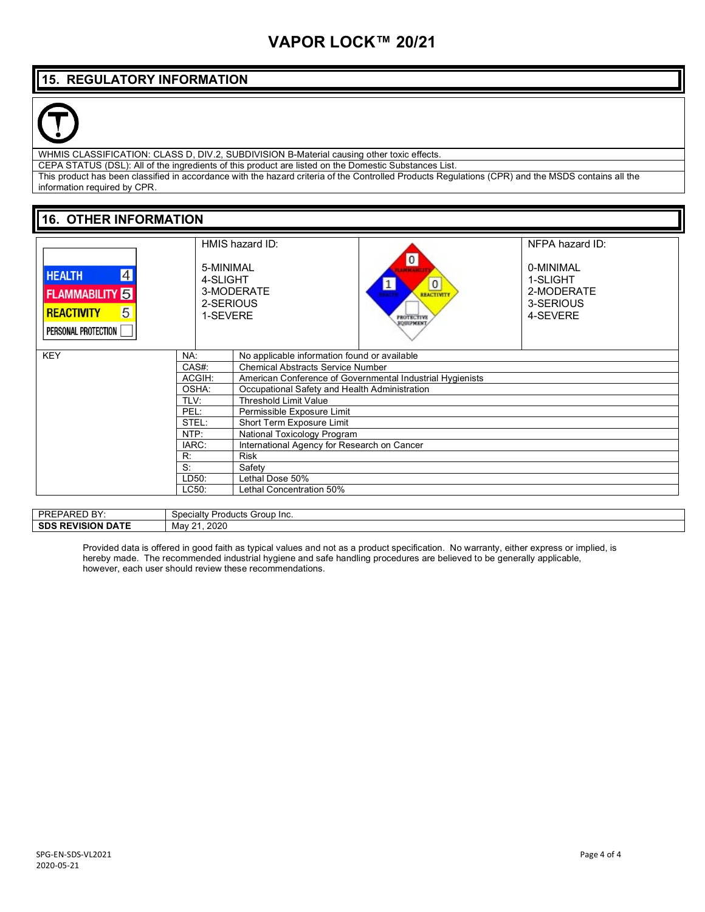## 15. REGULATORY INFORMATION

WHMIS CLASSIFICATION: CLASS D, DIV.2, SUBDIVISION B-Material causing other toxic effects.

CEPA STATUS (DSL): All of the ingredients of this product are listed on the Domestic Substances List.

This product has been classified in accordance with the hazard criteria of the Controlled Products Regulations (CPR) and the MSDS contains all the information required by CPR.

## 16. OTHER INFORMATION

| | HMIS hazard ID: | | NFPA hazard ID: |
|---|---|---|---|
| HEALTH 4<br>FLAMMABILITY 5<br>REACTIVITY 5<br>PERSONAL PROTECTION | 5-MINIMAL<br>4-SLIGHT<br>3-MODERATE<br>2-SERIOUS<br>1-SEVERE | FLAMMABILITY 0<br>HEALTH 1<br>REACTIVITY 0<br>PROTECTIVE EQUIPMENT | 0-MINIMAL<br>1-SLIGHT<br>2-MODERATE<br>3-SERIOUS<br>4-SEVERE |

| KEY | | |
|---|---|---|
| | NA: | No applicable information found or available |
| | CAS#: | Chemical Abstracts Service Number |
| | ACGIH: | American Conference of Governmental Industrial Hygienists |
| | OSHA: | Occupational Safety and Health Administration |
| | TLV: | Threshold Limit Value |
| | PEL: | Permissible Exposure Limit |
| | STEL: | Short Term Exposure Limit |
| | NTP: | National Toxicology Program |
| | IARC: | International Agency for Research on Cancer |
| | R: | Risk |
| | S: | Safety |
| | LD50: | Lethal Dose 50% |
| | LC50: | Lethal Concentration 50% |

| | |
|---|---|
| PREPARED BY: | Specialty Products Group Inc. |
| **SDS REVISION DATE** | May 21, 2020 |

Provided data is offered in good faith as typical values and not as a product specification. No warranty, either express or implied, is hereby made. The recommended industrial hygiene and safe handling procedures are believed to be generally applicable, however, each user should review these recommendations.